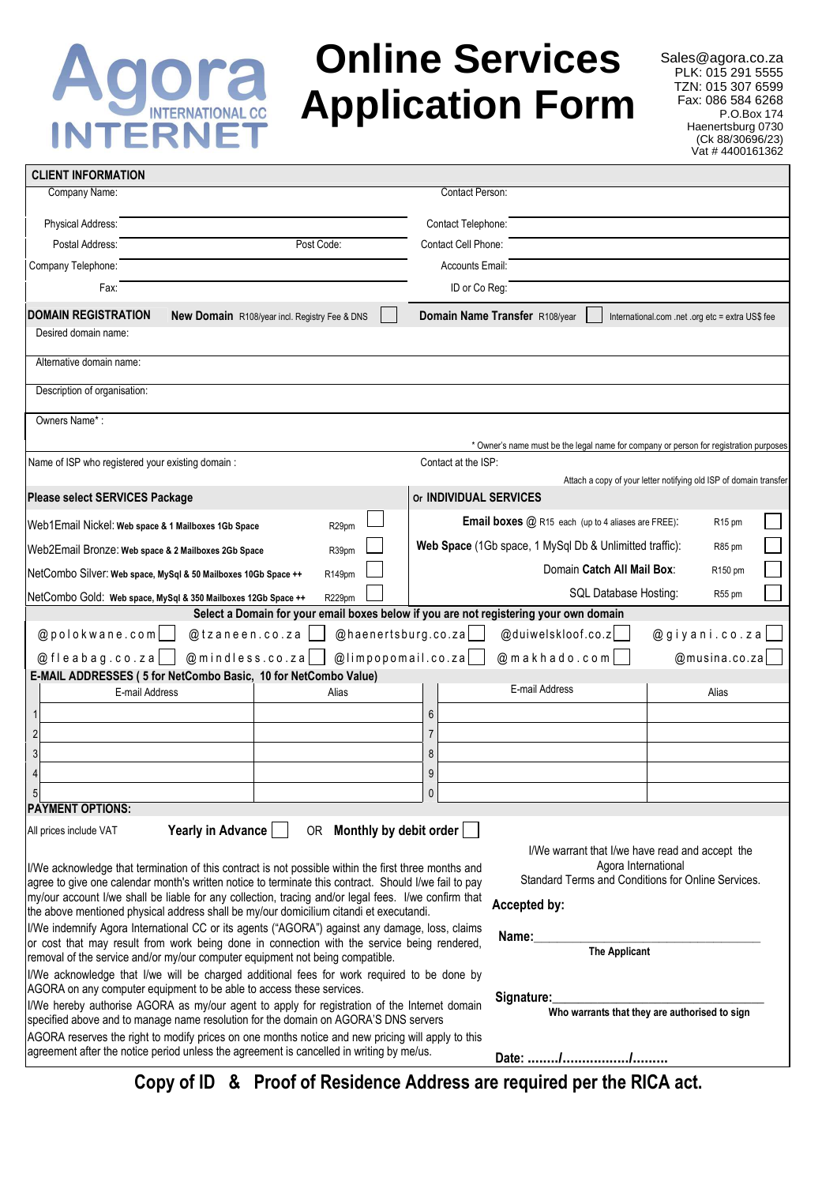# Agora INTERNATIONAL CC INTERNET

# Online Services Application Form

Sales@agora.co.za
PLK: 015 291 5555
TZN: 015 307 6599
Fax: 086 584 6268
P.O.Box 174
Haenertsburg 0730
(Ck 88/30696/23)
Vat # 4400161362

## CLIENT INFORMATION

| | | | |
|---|---|---|---|
| Company Name: | | Contact Person: | |
| Physical Address: | | Contact Telephone: | |
| Postal Address: | Post Code: | Contact Cell Phone: | |
| Company Telephone: | | Accounts Email: | |
| Fax: | | ID or Co Reg: | |

## DOMAIN REGISTRATION

**New Domain** R108/year incl. Registry Fee & DNS ☐ **Domain Name Transfer** R108/year ☐ International.com .net .org etc = extra US$ fee

Desired domain name:

Alternative domain name:

Description of organisation:

Owners Name* :

* Owner's name must be the legal name for company or person for registration purposes

Name of ISP who registered your existing domain : Contact at the ISP:

Attach a copy of your letter notifying old ISP of domain transfer

| Please select SERVICES Package | | | Or INDIVIDUAL SERVICES | | |
|---|---|---|---|---|---|
| Web1Email Nickel: **Web space & 1 Mailboxes 1Gb Space** | R29pm | ☐ | **Email boxes** @ R15 each (up to 4 aliases are FREE): | R15 pm | ☐ |
| Web2Email Bronze: **Web space & 2 Mailboxes 2Gb Space** | R39pm | ☐ | **Web Space** (1Gb space, 1 MySql Db & Unlimitted traffic): | R85 pm | ☐ |
| NetCombo Silver: **Web space, MySql & 50 Mailboxes 10Gb Space ++** | R149pm | ☐ | Domain **Catch All Mail Box**: | R150 pm | ☐ |
| NetCombo Gold: **Web space, MySql & 350 Mailboxes 12Gb Space ++** | R229pm | ☐ | SQL Database Hosting: | R55 pm | ☐ |

**Select a Domain for your email boxes below if you are not registering your own domain**

@polokwane.com ☐ @tzaneen.co.za ☐ @haenertsburg.co.za ☐ @duiwelskloof.co.z ☐ @giyani.co.za ☐
@fleabag.co.za ☐ @mindless.co.za ☐ @limpopomail.co.za ☐ @makhado.com ☐ @musina.co.za ☐

**E-MAIL ADDRESSES ( 5 for NetCombo Basic, 10 for NetCombo Value)**

| | E-mail Address | Alias | | E-mail Address | Alias |
|---|---|---|---|---|---|
| 1 | | | 6 | | |
| 2 | | | 7 | | |
| 3 | | | 8 | | |
| 4 | | | 9 | | |
| 5 | | | 0 | | |

**PAYMENT OPTIONS:**

All prices include VAT **Yearly in Advance** ☐ OR **Monthly by debit order** ☐

I/We acknowledge that termination of this contract is not possible within the first three months and agree to give one calendar month's written notice to terminate this contract. Should I/we fail to pay my/our account I/we shall be liable for any collection, tracing and/or legal fees. I/we confirm that the above mentioned physical address shall be my/our domicilium citandi et executandi.

I/We indemnify Agora International CC or its agents ("AGORA") against any damage, loss, claims or cost that may result from work being done in connection with the service being rendered, removal of the service and/or my/our computer equipment not being compatible.

I/We acknowledge that I/we will be charged additional fees for work required to be done by AGORA on any computer equipment to be able to access these services.

I/We hereby authorise AGORA as my/our agent to apply for registration of the Internet domain specified above and to manage name resolution for the domain on AGORA'S DNS servers

AGORA reserves the right to modify prices on one months notice and new pricing will apply to this agreement after the notice period unless the agreement is cancelled in writing by me/us.

I/We warrant that I/we have read and accept the Agora International Standard Terms and Conditions for Online Services.

**Accepted by:**

**Name:**____________________________________
**The Applicant**

**Signature:**________________________________
**Who warrants that they are authorised to sign**

**Date: ......../................../.........**

**Copy of ID & Proof of Residence Address are required per the RICA act.**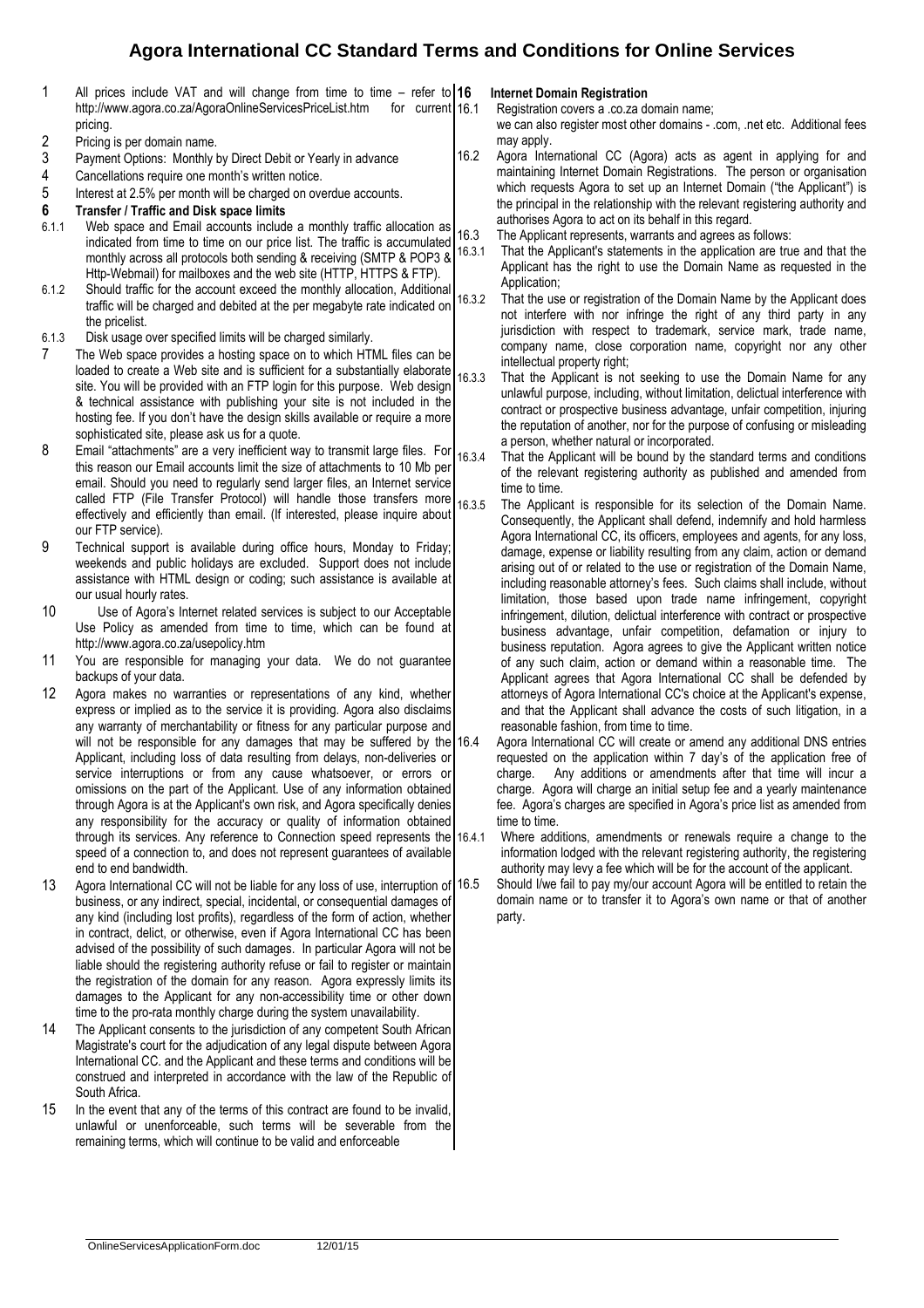# Agora International CC Standard Terms and Conditions for Online Services

1. All prices include VAT and will change from time to time – refer to http://www.agora.co.za/AgoraOnlineServicesPriceList.htm for current pricing.
2. Pricing is per domain name.
3. Payment Options: Monthly by Direct Debit or Yearly in advance
4. Cancellations require one month's written notice.
5. Interest at 2.5% per month will be charged on overdue accounts.
6. **Transfer / Traffic and Disk space limits**

6.1.1 Web space and Email accounts include a monthly traffic allocation as indicated from time to time on our price list. The traffic is accumulated monthly across all protocols both sending & receiving (SMTP & POP3 & Http-Webmail) for mailboxes and the web site (HTTP, HTTPS & FTP).

6.1.2 Should traffic for the account exceed the monthly allocation, Additional traffic will be charged and debited at the per megabyte rate indicated on the pricelist.

6.1.3 Disk usage over specified limits will be charged similarly.

7. The Web space provides a hosting space on to which HTML files can be loaded to create a Web site and is sufficient for a substantially elaborate site. You will be provided with an FTP login for this purpose. Web design & technical assistance with publishing your site is not included in the hosting fee. If you don't have the design skills available or require a more sophisticated site, please ask us for a quote.
8. Email "attachments" are a very inefficient way to transmit large files. For this reason our Email accounts limit the size of attachments to 10 Mb per email. Should you need to regularly send larger files, an Internet service called FTP (File Transfer Protocol) will handle those transfers more effectively and efficiently than email. (If interested, please inquire about our FTP service).
9. Technical support is available during office hours, Monday to Friday; weekends and public holidays are excluded. Support does not include assistance with HTML design or coding; such assistance is available at our usual hourly rates.
10. Use of Agora's Internet related services is subject to our Acceptable Use Policy as amended from time to time, which can be found at http://www.agora.co.za/usepolicy.htm
11. You are responsible for managing your data. We do not guarantee backups of your data.
12. Agora makes no warranties or representations of any kind, whether express or implied as to the service it is providing. Agora also disclaims any warranty of merchantability or fitness for any particular purpose and will not be responsible for any damages that may be suffered by the Applicant, including loss of data resulting from delays, non-deliveries or service interruptions or from any cause whatsoever, or errors or omissions on the part of the Applicant. Use of any information obtained through Agora is at the Applicant's own risk, and Agora specifically denies any responsibility for the accuracy or quality of information obtained through its services. Any reference to Connection speed represents the speed of a connection to, and does not represent guarantees of available end to end bandwidth.
13. Agora International CC will not be liable for any loss of use, interruption of business, or any indirect, special, incidental, or consequential damages of any kind (including lost profits), regardless of the form of action, whether in contract, delict, or otherwise, even if Agora International CC has been advised of the possibility of such damages. In particular Agora will not be liable should the registering authority refuse or fail to register or maintain the registration of the domain for any reason. Agora expressly limits its damages to the Applicant for any non-accessibility time or other down time to the pro-rata monthly charge during the system unavailability.
14. The Applicant consents to the jurisdiction of any competent South African Magistrate's court for the adjudication of any legal dispute between Agora International CC. and the Applicant and these terms and conditions will be construed and interpreted in accordance with the law of the Republic of South Africa.
15. In the event that any of the terms of this contract are found to be invalid, unlawful or unenforceable, such terms will be severable from the remaining terms, which will continue to be valid and enforceable
16. **Internet Domain Registration**

16.1 Registration covers a .co.za domain name; we can also register most other domains - .com, .net etc. Additional fees may apply.

16.2 Agora International CC (Agora) acts as agent in applying for and maintaining Internet Domain Registrations. The person or organisation which requests Agora to set up an Internet Domain ("the Applicant") is the principal in the relationship with the relevant registering authority and authorises Agora to act on its behalf in this regard.

16.3 The Applicant represents, warrants and agrees as follows:

16.3.1 That the Applicant's statements in the application are true and that the Applicant has the right to use the Domain Name as requested in the Application;

16.3.2 That the use or registration of the Domain Name by the Applicant does not interfere with nor infringe the right of any third party in any jurisdiction with respect to trademark, service mark, trade name, company name, close corporation name, copyright nor any other intellectual property right;

16.3.3 That the Applicant is not seeking to use the Domain Name for any unlawful purpose, including, without limitation, delictual interference with contract or prospective business advantage, unfair competition, injuring the reputation of another, nor for the purpose of confusing or misleading a person, whether natural or incorporated.

16.3.4 That the Applicant will be bound by the standard terms and conditions of the relevant registering authority as published and amended from time to time.

16.3.5 The Applicant is responsible for its selection of the Domain Name. Consequently, the Applicant shall defend, indemnify and hold harmless Agora International CC, its officers, employees and agents, for any loss, damage, expense or liability resulting from any claim, action or demand arising out of or related to the use or registration of the Domain Name, including reasonable attorney's fees. Such claims shall include, without limitation, those based upon trade name infringement, copyright infringement, dilution, delictual interference with contract or prospective business advantage, unfair competition, defamation or injury to business reputation. Agora agrees to give the Applicant written notice of any such claim, action or demand within a reasonable time. The Applicant agrees that Agora International CC shall be defended by attorneys of Agora International CC's choice at the Applicant's expense, and that the Applicant shall advance the costs of such litigation, in a reasonable fashion, from time to time.

16.4 Agora International CC will create or amend any additional DNS entries requested on the application within 7 day's of the application free of charge. Any additions or amendments after that time will incur a charge. Agora will charge an initial setup fee and a yearly maintenance fee. Agora's charges are specified in Agora's price list as amended from time to time.

16.4.1 Where additions, amendments or renewals require a change to the information lodged with the relevant registering authority, the registering authority may levy a fee which will be for the account of the applicant.

16.5 Should I/we fail to pay my/our account Agora will be entitled to retain the domain name or to transfer it to Agora's own name or that of another party.